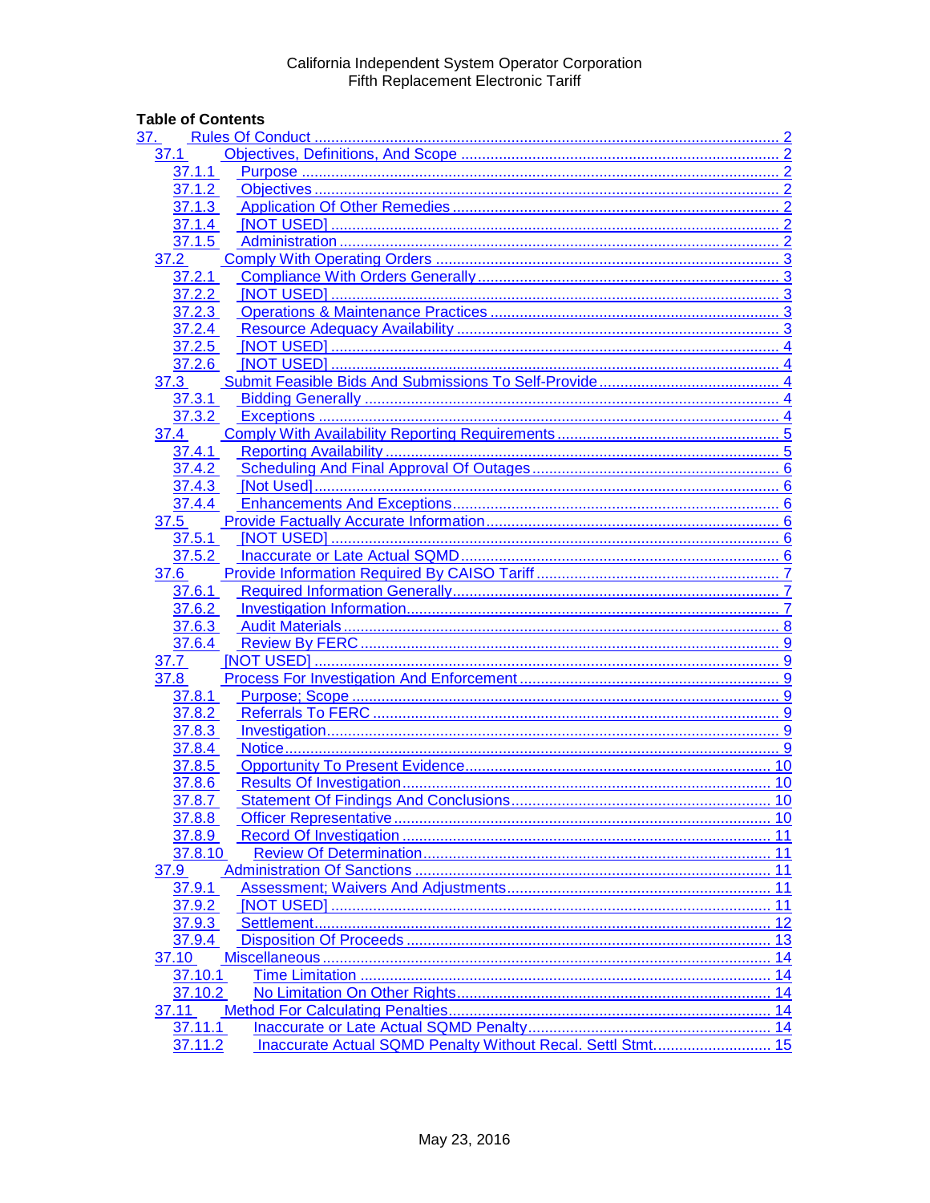California Independent System Operator Corporation
Fifth Replacement Electronic Tariff

**Table of Contents**

- 37. Rules Of Conduct ..... 2
  - 37.1 Objectives, Definitions, And Scope ..... 2
    - 37.1.1 Purpose ..... 2
    - 37.1.2 Objectives ..... 2
    - 37.1.3 Application Of Other Remedies ..... 2
    - 37.1.4 [NOT USED] ..... 2
    - 37.1.5 Administration ..... 2
  - 37.2 Comply With Operating Orders ..... 3
    - 37.2.1 Compliance With Orders Generally ..... 3
    - 37.2.2 [NOT USED] ..... 3
    - 37.2.3 Operations & Maintenance Practices ..... 3
    - 37.2.4 Resource Adequacy Availability ..... 3
    - 37.2.5 [NOT USED] ..... 4
    - 37.2.6 [NOT USED] ..... 4
  - 37.3 Submit Feasible Bids And Submissions To Self-Provide ..... 4
    - 37.3.1 Bidding Generally ..... 4
    - 37.3.2 Exceptions ..... 4
  - 37.4 Comply With Availability Reporting Requirements ..... 5
    - 37.4.1 Reporting Availability ..... 5
    - 37.4.2 Scheduling And Final Approval Of Outages ..... 6
    - 37.4.3 [Not Used] ..... 6
    - 37.4.4 Enhancements And Exceptions ..... 6
  - 37.5 Provide Factually Accurate Information ..... 6
    - 37.5.1 [NOT USED] ..... 6
    - 37.5.2 Inaccurate or Late Actual SQMD ..... 6
  - 37.6 Provide Information Required By CAISO Tariff ..... 7
    - 37.6.1 Required Information Generally ..... 7
    - 37.6.2 Investigation Information ..... 7
    - 37.6.3 Audit Materials ..... 8
    - 37.6.4 Review By FERC ..... 9
  - 37.7 [NOT USED] ..... 9
  - 37.8 Process For Investigation And Enforcement ..... 9
    - 37.8.1 Purpose; Scope ..... 9
    - 37.8.2 Referrals To FERC ..... 9
    - 37.8.3 Investigation ..... 9
    - 37.8.4 Notice ..... 9
    - 37.8.5 Opportunity To Present Evidence ..... 10
    - 37.8.6 Results Of Investigation ..... 10
    - 37.8.7 Statement Of Findings And Conclusions ..... 10
    - 37.8.8 Officer Representative ..... 10
    - 37.8.9 Record Of Investigation ..... 11
    - 37.8.10 Review Of Determination ..... 11
  - 37.9 Administration Of Sanctions ..... 11
    - 37.9.1 Assessment; Waivers And Adjustments ..... 11
    - 37.9.2 [NOT USED] ..... 11
    - 37.9.3 Settlement ..... 12
    - 37.9.4 Disposition Of Proceeds ..... 13
  - 37.10 Miscellaneous ..... 14
    - 37.10.1 Time Limitation ..... 14
    - 37.10.2 No Limitation On Other Rights ..... 14
  - 37.11 Method For Calculating Penalties ..... 14
    - 37.11.1 Inaccurate or Late Actual SQMD Penalty ..... 14
    - 37.11.2 Inaccurate Actual SQMD Penalty Without Recal. Settl Stmt. ..... 15

May 23, 2016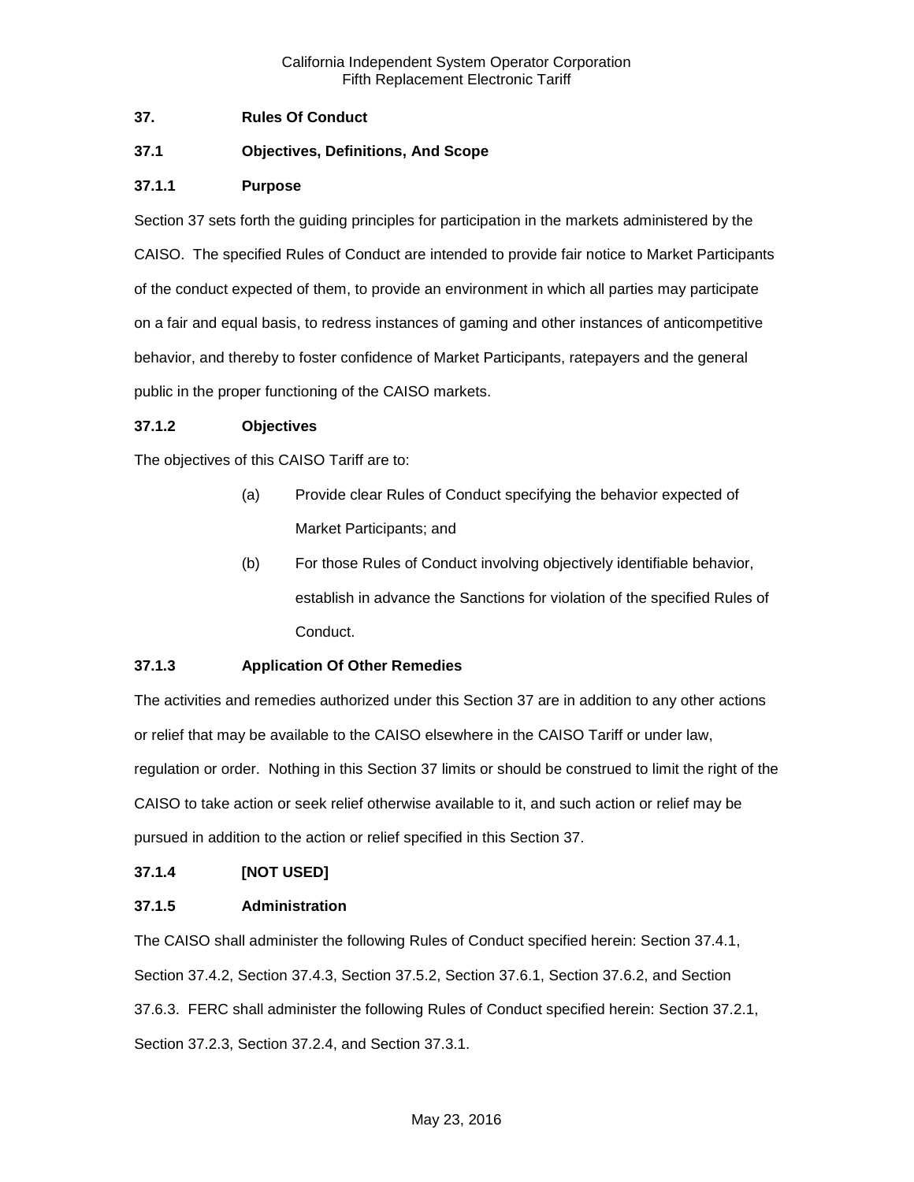## 37. Rules Of Conduct

### 37.1 Objectives, Definitions, And Scope

#### 37.1.1 Purpose

Section 37 sets forth the guiding principles for participation in the markets administered by the CAISO. The specified Rules of Conduct are intended to provide fair notice to Market Participants of the conduct expected of them, to provide an environment in which all parties may participate on a fair and equal basis, to redress instances of gaming and other instances of anticompetitive behavior, and thereby to foster confidence of Market Participants, ratepayers and the general public in the proper functioning of the CAISO markets.

#### 37.1.2 Objectives

The objectives of this CAISO Tariff are to:

(a) Provide clear Rules of Conduct specifying the behavior expected of Market Participants; and

(b) For those Rules of Conduct involving objectively identifiable behavior, establish in advance the Sanctions for violation of the specified Rules of Conduct.

#### 37.1.3 Application Of Other Remedies

The activities and remedies authorized under this Section 37 are in addition to any other actions or relief that may be available to the CAISO elsewhere in the CAISO Tariff or under law, regulation or order. Nothing in this Section 37 limits or should be construed to limit the right of the CAISO to take action or seek relief otherwise available to it, and such action or relief may be pursued in addition to the action or relief specified in this Section 37.

#### 37.1.4 [NOT USED]

#### 37.1.5 Administration

The CAISO shall administer the following Rules of Conduct specified herein: Section 37.4.1, Section 37.4.2, Section 37.4.3, Section 37.5.2, Section 37.6.1, Section 37.6.2, and Section 37.6.3. FERC shall administer the following Rules of Conduct specified herein: Section 37.2.1, Section 37.2.3, Section 37.2.4, and Section 37.3.1.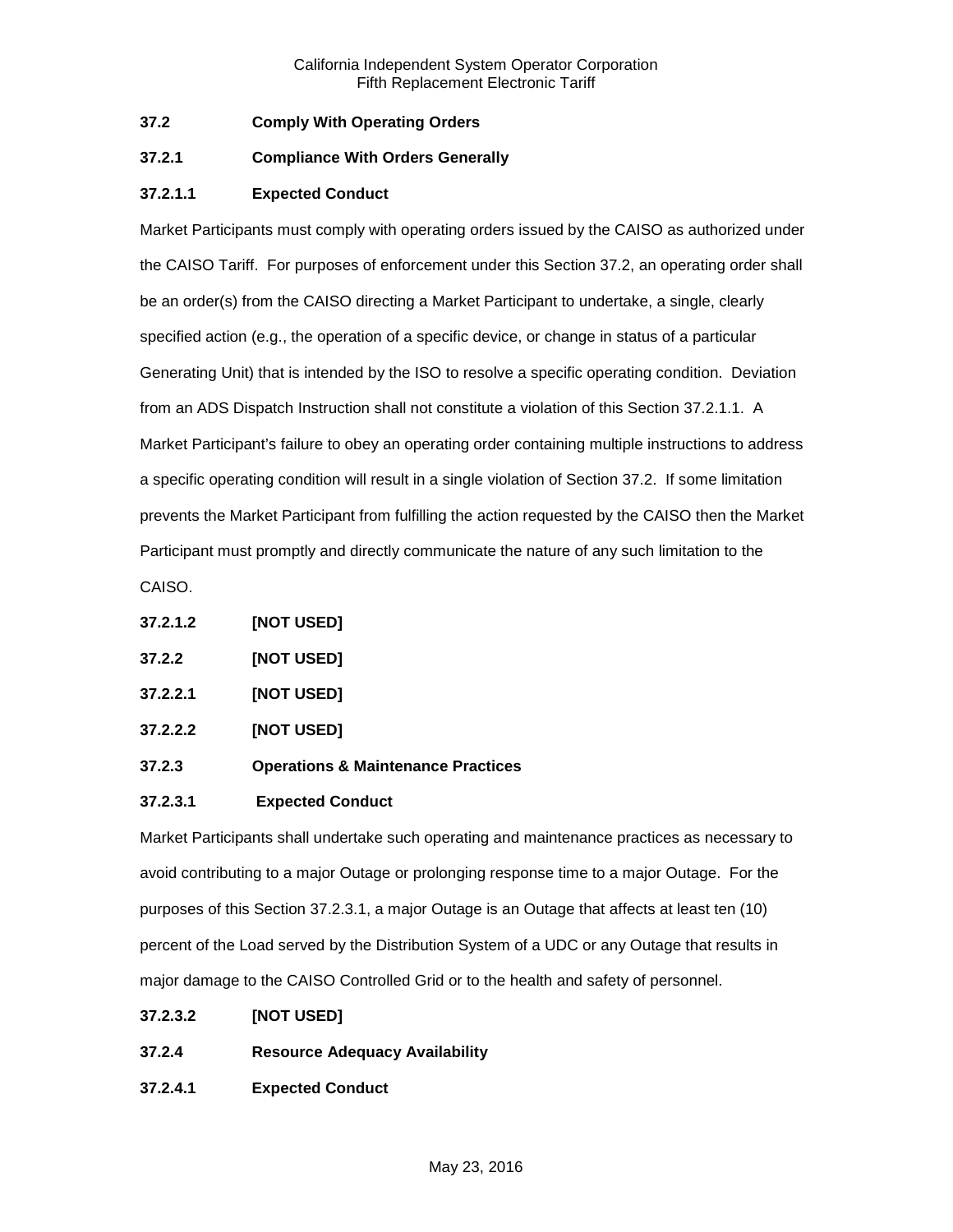**37.2 Comply With Operating Orders**

**37.2.1 Compliance With Orders Generally**

**37.2.1.1 Expected Conduct**

Market Participants must comply with operating orders issued by the CAISO as authorized under the CAISO Tariff. For purposes of enforcement under this Section 37.2, an operating order shall be an order(s) from the CAISO directing a Market Participant to undertake, a single, clearly specified action (e.g., the operation of a specific device, or change in status of a particular Generating Unit) that is intended by the ISO to resolve a specific operating condition. Deviation from an ADS Dispatch Instruction shall not constitute a violation of this Section 37.2.1.1. A Market Participant's failure to obey an operating order containing multiple instructions to address a specific operating condition will result in a single violation of Section 37.2. If some limitation prevents the Market Participant from fulfilling the action requested by the CAISO then the Market Participant must promptly and directly communicate the nature of any such limitation to the CAISO.

**37.2.1.2 [NOT USED]**

**37.2.2 [NOT USED]**

**37.2.2.1 [NOT USED]**

**37.2.2.2 [NOT USED]**

**37.2.3 Operations & Maintenance Practices**

**37.2.3.1 Expected Conduct**

Market Participants shall undertake such operating and maintenance practices as necessary to avoid contributing to a major Outage or prolonging response time to a major Outage. For the purposes of this Section 37.2.3.1, a major Outage is an Outage that affects at least ten (10) percent of the Load served by the Distribution System of a UDC or any Outage that results in major damage to the CAISO Controlled Grid or to the health and safety of personnel.

**37.2.3.2 [NOT USED]**

**37.2.4 Resource Adequacy Availability**

**37.2.4.1 Expected Conduct**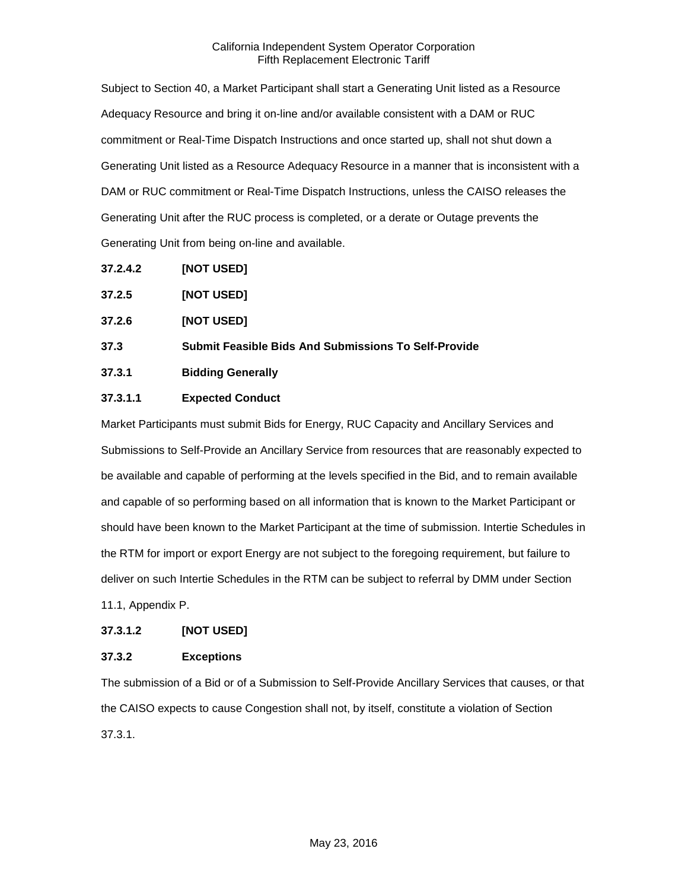Subject to Section 40, a Market Participant shall start a Generating Unit listed as a Resource Adequacy Resource and bring it on-line and/or available consistent with a DAM or RUC commitment or Real-Time Dispatch Instructions and once started up, shall not shut down a Generating Unit listed as a Resource Adequacy Resource in a manner that is inconsistent with a DAM or RUC commitment or Real-Time Dispatch Instructions, unless the CAISO releases the Generating Unit after the RUC process is completed, or a derate or Outage prevents the Generating Unit from being on-line and available.

**37.2.4.2 [NOT USED]**

**37.2.5 [NOT USED]**

**37.2.6 [NOT USED]**

**37.3 Submit Feasible Bids And Submissions To Self-Provide**

**37.3.1 Bidding Generally**

**37.3.1.1 Expected Conduct**

Market Participants must submit Bids for Energy, RUC Capacity and Ancillary Services and Submissions to Self-Provide an Ancillary Service from resources that are reasonably expected to be available and capable of performing at the levels specified in the Bid, and to remain available and capable of so performing based on all information that is known to the Market Participant or should have been known to the Market Participant at the time of submission. Intertie Schedules in the RTM for import or export Energy are not subject to the foregoing requirement, but failure to deliver on such Intertie Schedules in the RTM can be subject to referral by DMM under Section 11.1, Appendix P.

**37.3.1.2 [NOT USED]**

**37.3.2 Exceptions**

The submission of a Bid or of a Submission to Self-Provide Ancillary Services that causes, or that the CAISO expects to cause Congestion shall not, by itself, constitute a violation of Section 37.3.1.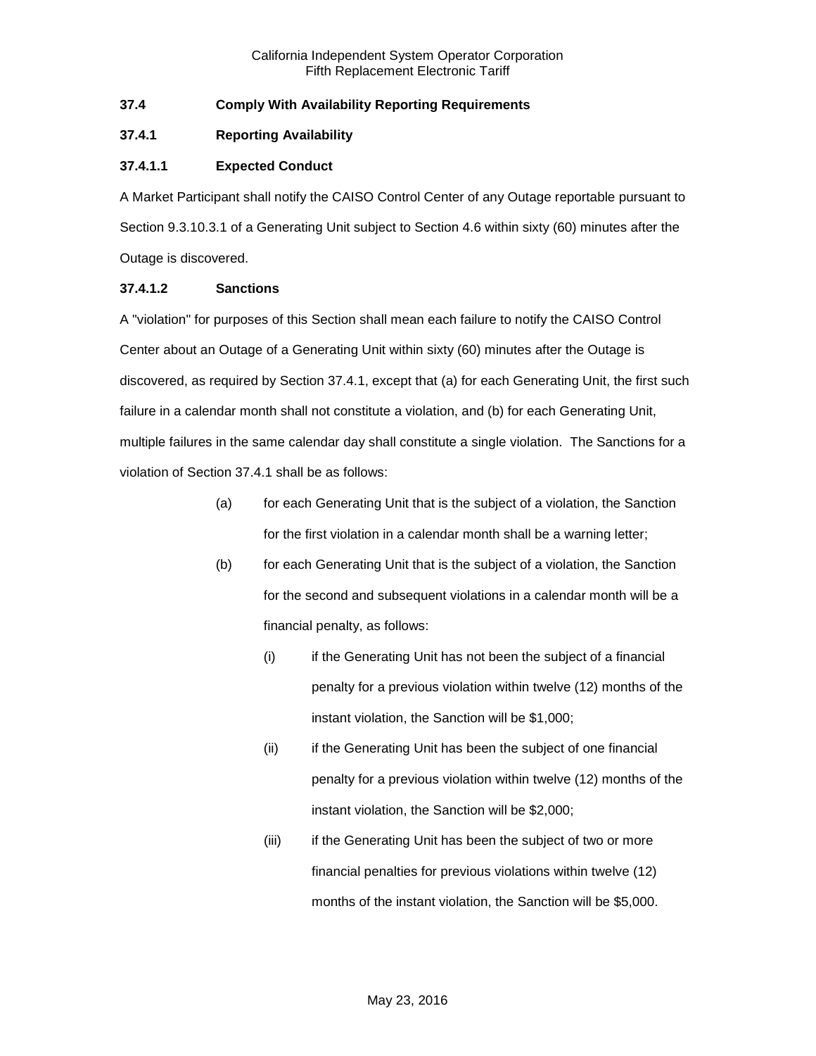### 37.4 Comply With Availability Reporting Requirements

#### 37.4.1 Reporting Availability

##### 37.4.1.1 Expected Conduct

A Market Participant shall notify the CAISO Control Center of any Outage reportable pursuant to Section 9.3.10.3.1 of a Generating Unit subject to Section 4.6 within sixty (60) minutes after the Outage is discovered.

##### 37.4.1.2 Sanctions

A "violation" for purposes of this Section shall mean each failure to notify the CAISO Control Center about an Outage of a Generating Unit within sixty (60) minutes after the Outage is discovered, as required by Section 37.4.1, except that (a) for each Generating Unit, the first such failure in a calendar month shall not constitute a violation, and (b) for each Generating Unit, multiple failures in the same calendar day shall constitute a single violation. The Sanctions for a violation of Section 37.4.1 shall be as follows:

(a) for each Generating Unit that is the subject of a violation, the Sanction for the first violation in a calendar month shall be a warning letter;

(b) for each Generating Unit that is the subject of a violation, the Sanction for the second and subsequent violations in a calendar month will be a financial penalty, as follows:

   (i) if the Generating Unit has not been the subject of a financial penalty for a previous violation within twelve (12) months of the instant violation, the Sanction will be $1,000;

   (ii) if the Generating Unit has been the subject of one financial penalty for a previous violation within twelve (12) months of the instant violation, the Sanction will be $2,000;

   (iii) if the Generating Unit has been the subject of two or more financial penalties for previous violations within twelve (12) months of the instant violation, the Sanction will be $5,000.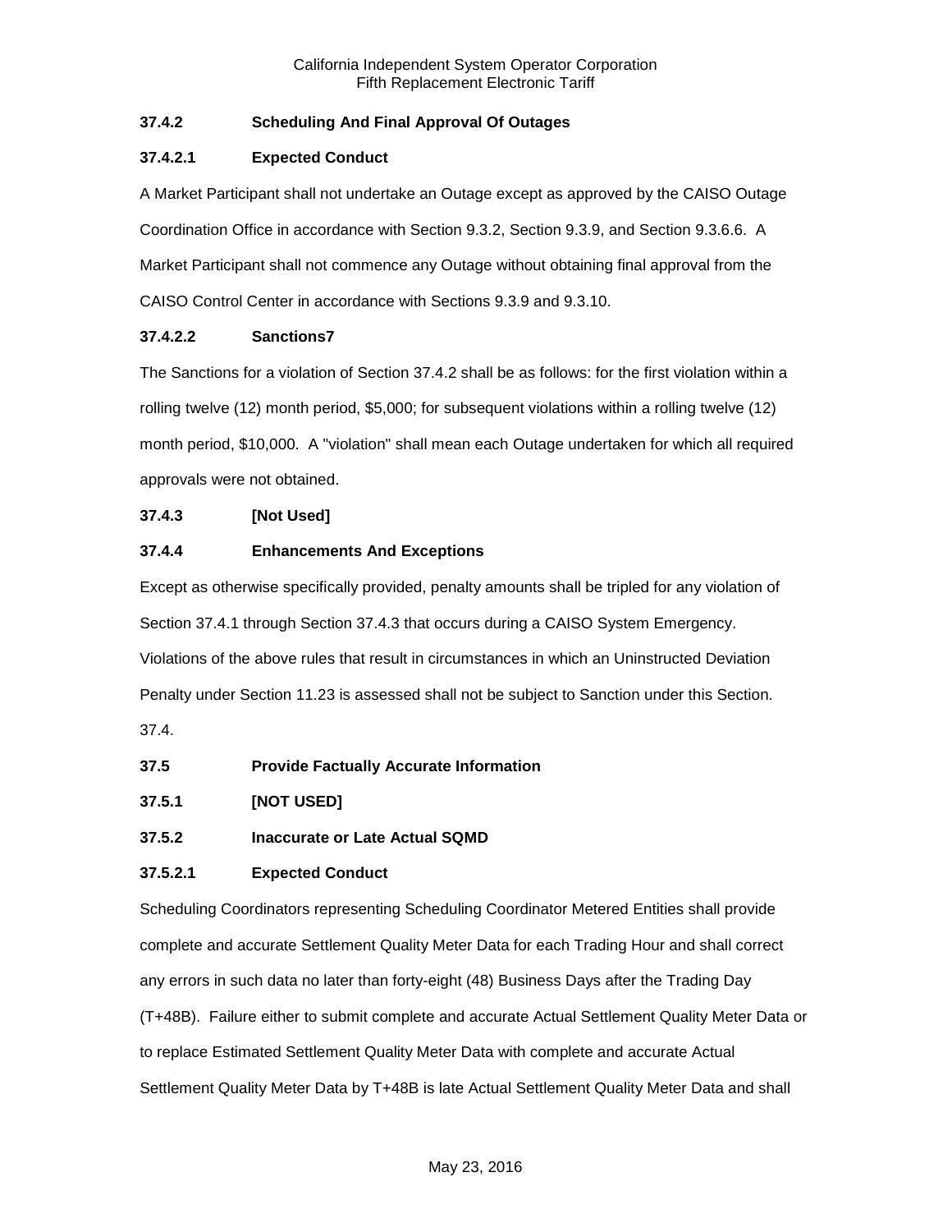### 37.4.2 Scheduling And Final Approval Of Outages

#### 37.4.2.1 Expected Conduct

A Market Participant shall not undertake an Outage except as approved by the CAISO Outage Coordination Office in accordance with Section 9.3.2, Section 9.3.9, and Section 9.3.6.6. A Market Participant shall not commence any Outage without obtaining final approval from the CAISO Control Center in accordance with Sections 9.3.9 and 9.3.10.

#### 37.4.2.2 Sanctions7

The Sanctions for a violation of Section 37.4.2 shall be as follows: for the first violation within a rolling twelve (12) month period, $5,000; for subsequent violations within a rolling twelve (12) month period, $10,000. A "violation" shall mean each Outage undertaken for which all required approvals were not obtained.

### 37.4.3 [Not Used]

### 37.4.4 Enhancements And Exceptions

Except as otherwise specifically provided, penalty amounts shall be tripled for any violation of Section 37.4.1 through Section 37.4.3 that occurs during a CAISO System Emergency. Violations of the above rules that result in circumstances in which an Uninstructed Deviation Penalty under Section 11.23 is assessed shall not be subject to Sanction under this Section. 37.4.

## 37.5 Provide Factually Accurate Information

### 37.5.1 [NOT USED]

### 37.5.2 Inaccurate or Late Actual SQMD

#### 37.5.2.1 Expected Conduct

Scheduling Coordinators representing Scheduling Coordinator Metered Entities shall provide complete and accurate Settlement Quality Meter Data for each Trading Hour and shall correct any errors in such data no later than forty-eight (48) Business Days after the Trading Day (T+48B). Failure either to submit complete and accurate Actual Settlement Quality Meter Data or to replace Estimated Settlement Quality Meter Data with complete and accurate Actual Settlement Quality Meter Data by T+48B is late Actual Settlement Quality Meter Data and shall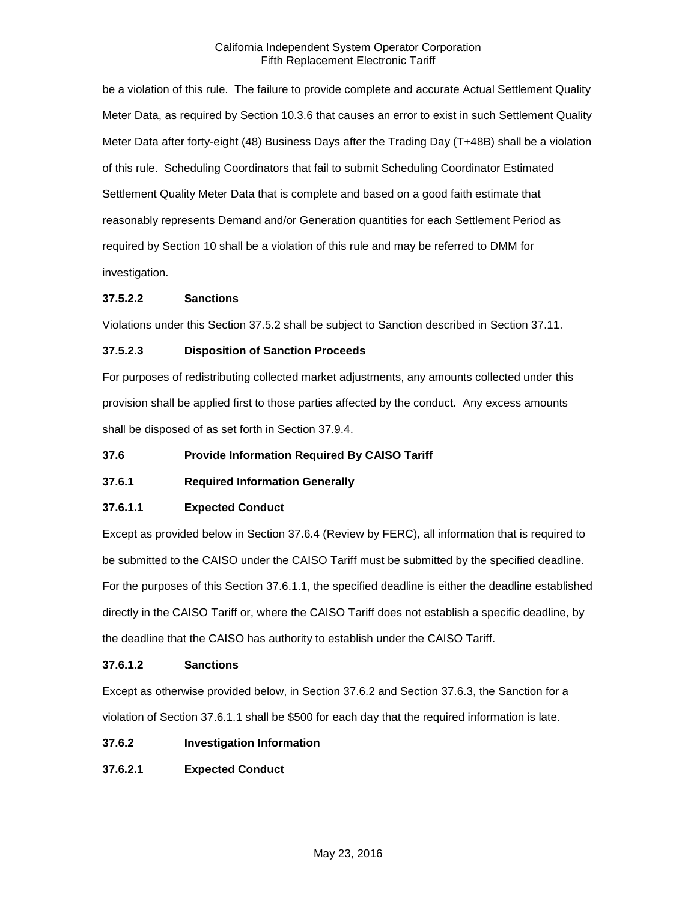be a violation of this rule. The failure to provide complete and accurate Actual Settlement Quality Meter Data, as required by Section 10.3.6 that causes an error to exist in such Settlement Quality Meter Data after forty-eight (48) Business Days after the Trading Day (T+48B) shall be a violation of this rule. Scheduling Coordinators that fail to submit Scheduling Coordinator Estimated Settlement Quality Meter Data that is complete and based on a good faith estimate that reasonably represents Demand and/or Generation quantities for each Settlement Period as required by Section 10 shall be a violation of this rule and may be referred to DMM for investigation.

**37.5.2.2 Sanctions**

Violations under this Section 37.5.2 shall be subject to Sanction described in Section 37.11.

**37.5.2.3 Disposition of Sanction Proceeds**

For purposes of redistributing collected market adjustments, any amounts collected under this provision shall be applied first to those parties affected by the conduct. Any excess amounts shall be disposed of as set forth in Section 37.9.4.

**37.6 Provide Information Required By CAISO Tariff**

**37.6.1 Required Information Generally**

**37.6.1.1 Expected Conduct**

Except as provided below in Section 37.6.4 (Review by FERC), all information that is required to be submitted to the CAISO under the CAISO Tariff must be submitted by the specified deadline. For the purposes of this Section 37.6.1.1, the specified deadline is either the deadline established directly in the CAISO Tariff or, where the CAISO Tariff does not establish a specific deadline, by the deadline that the CAISO has authority to establish under the CAISO Tariff.

**37.6.1.2 Sanctions**

Except as otherwise provided below, in Section 37.6.2 and Section 37.6.3, the Sanction for a violation of Section 37.6.1.1 shall be $500 for each day that the required information is late.

**37.6.2 Investigation Information**

**37.6.2.1 Expected Conduct**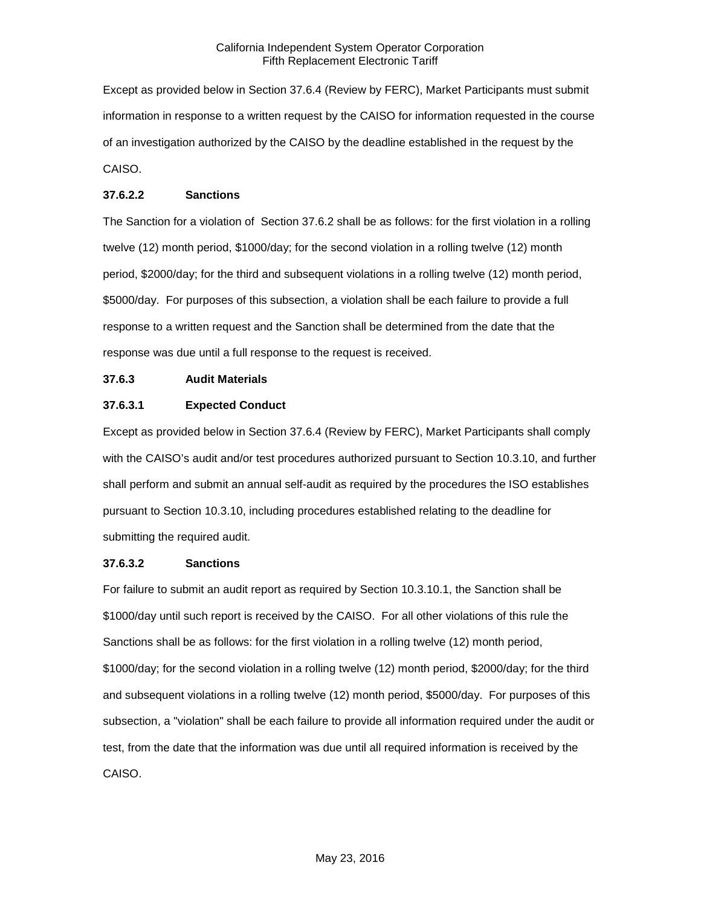Except as provided below in Section 37.6.4 (Review by FERC), Market Participants must submit information in response to a written request by the CAISO for information requested in the course of an investigation authorized by the CAISO by the deadline established in the request by the CAISO.

**37.6.2.2 Sanctions**

The Sanction for a violation of Section 37.6.2 shall be as follows: for the first violation in a rolling twelve (12) month period, $1000/day; for the second violation in a rolling twelve (12) month period, $2000/day; for the third and subsequent violations in a rolling twelve (12) month period, $5000/day. For purposes of this subsection, a violation shall be each failure to provide a full response to a written request and the Sanction shall be determined from the date that the response was due until a full response to the request is received.

**37.6.3 Audit Materials**

**37.6.3.1 Expected Conduct**

Except as provided below in Section 37.6.4 (Review by FERC), Market Participants shall comply with the CAISO's audit and/or test procedures authorized pursuant to Section 10.3.10, and further shall perform and submit an annual self-audit as required by the procedures the ISO establishes pursuant to Section 10.3.10, including procedures established relating to the deadline for submitting the required audit.

**37.6.3.2 Sanctions**

For failure to submit an audit report as required by Section 10.3.10.1, the Sanction shall be $1000/day until such report is received by the CAISO. For all other violations of this rule the Sanctions shall be as follows: for the first violation in a rolling twelve (12) month period, $1000/day; for the second violation in a rolling twelve (12) month period, $2000/day; for the third and subsequent violations in a rolling twelve (12) month period, $5000/day. For purposes of this subsection, a "violation" shall be each failure to provide all information required under the audit or test, from the date that the information was due until all required information is received by the CAISO.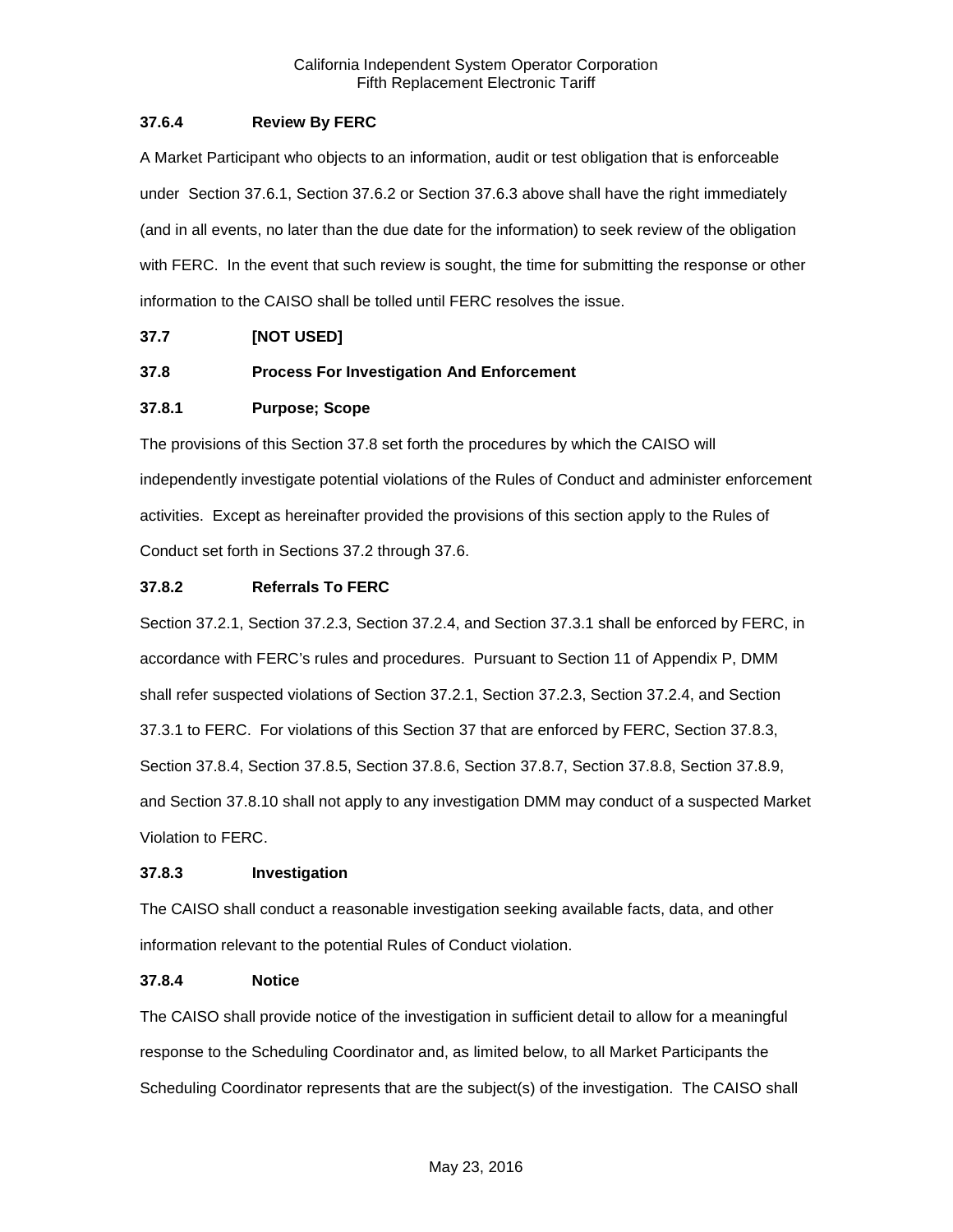### 37.6.4 Review By FERC

A Market Participant who objects to an information, audit or test obligation that is enforceable under Section 37.6.1, Section 37.6.2 or Section 37.6.3 above shall have the right immediately (and in all events, no later than the due date for the information) to seek review of the obligation with FERC. In the event that such review is sought, the time for submitting the response or other information to the CAISO shall be tolled until FERC resolves the issue.

## 37.7 [NOT USED]

## 37.8 Process For Investigation And Enforcement

### 37.8.1 Purpose; Scope

The provisions of this Section 37.8 set forth the procedures by which the CAISO will independently investigate potential violations of the Rules of Conduct and administer enforcement activities. Except as hereinafter provided the provisions of this section apply to the Rules of Conduct set forth in Sections 37.2 through 37.6.

### 37.8.2 Referrals To FERC

Section 37.2.1, Section 37.2.3, Section 37.2.4, and Section 37.3.1 shall be enforced by FERC, in accordance with FERC's rules and procedures. Pursuant to Section 11 of Appendix P, DMM shall refer suspected violations of Section 37.2.1, Section 37.2.3, Section 37.2.4, and Section 37.3.1 to FERC. For violations of this Section 37 that are enforced by FERC, Section 37.8.3, Section 37.8.4, Section 37.8.5, Section 37.8.6, Section 37.8.7, Section 37.8.8, Section 37.8.9, and Section 37.8.10 shall not apply to any investigation DMM may conduct of a suspected Market Violation to FERC.

### 37.8.3 Investigation

The CAISO shall conduct a reasonable investigation seeking available facts, data, and other information relevant to the potential Rules of Conduct violation.

### 37.8.4 Notice

The CAISO shall provide notice of the investigation in sufficient detail to allow for a meaningful response to the Scheduling Coordinator and, as limited below, to all Market Participants the Scheduling Coordinator represents that are the subject(s) of the investigation. The CAISO shall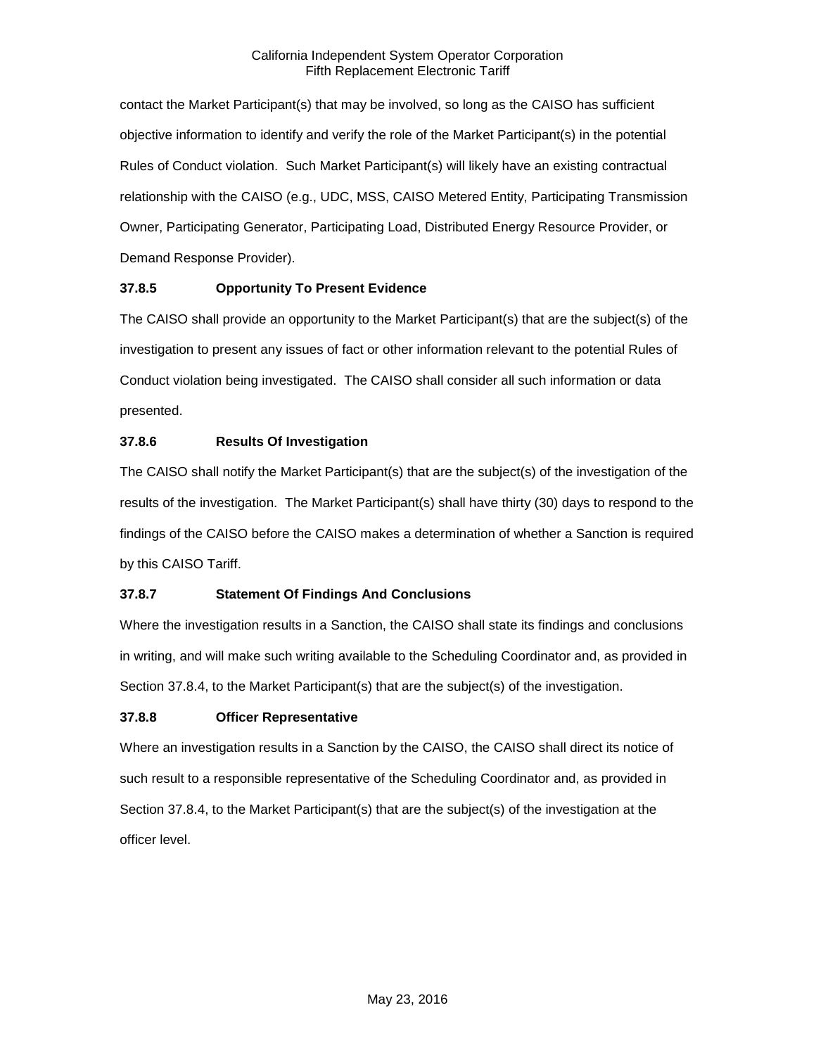contact the Market Participant(s) that may be involved, so long as the CAISO has sufficient objective information to identify and verify the role of the Market Participant(s) in the potential Rules of Conduct violation. Such Market Participant(s) will likely have an existing contractual relationship with the CAISO (e.g., UDC, MSS, CAISO Metered Entity, Participating Transmission Owner, Participating Generator, Participating Load, Distributed Energy Resource Provider, or Demand Response Provider).

**37.8.5 Opportunity To Present Evidence**

The CAISO shall provide an opportunity to the Market Participant(s) that are the subject(s) of the investigation to present any issues of fact or other information relevant to the potential Rules of Conduct violation being investigated. The CAISO shall consider all such information or data presented.

**37.8.6 Results Of Investigation**

The CAISO shall notify the Market Participant(s) that are the subject(s) of the investigation of the results of the investigation. The Market Participant(s) shall have thirty (30) days to respond to the findings of the CAISO before the CAISO makes a determination of whether a Sanction is required by this CAISO Tariff.

**37.8.7 Statement Of Findings And Conclusions**

Where the investigation results in a Sanction, the CAISO shall state its findings and conclusions in writing, and will make such writing available to the Scheduling Coordinator and, as provided in Section 37.8.4, to the Market Participant(s) that are the subject(s) of the investigation.

**37.8.8 Officer Representative**

Where an investigation results in a Sanction by the CAISO, the CAISO shall direct its notice of such result to a responsible representative of the Scheduling Coordinator and, as provided in Section 37.8.4, to the Market Participant(s) that are the subject(s) of the investigation at the officer level.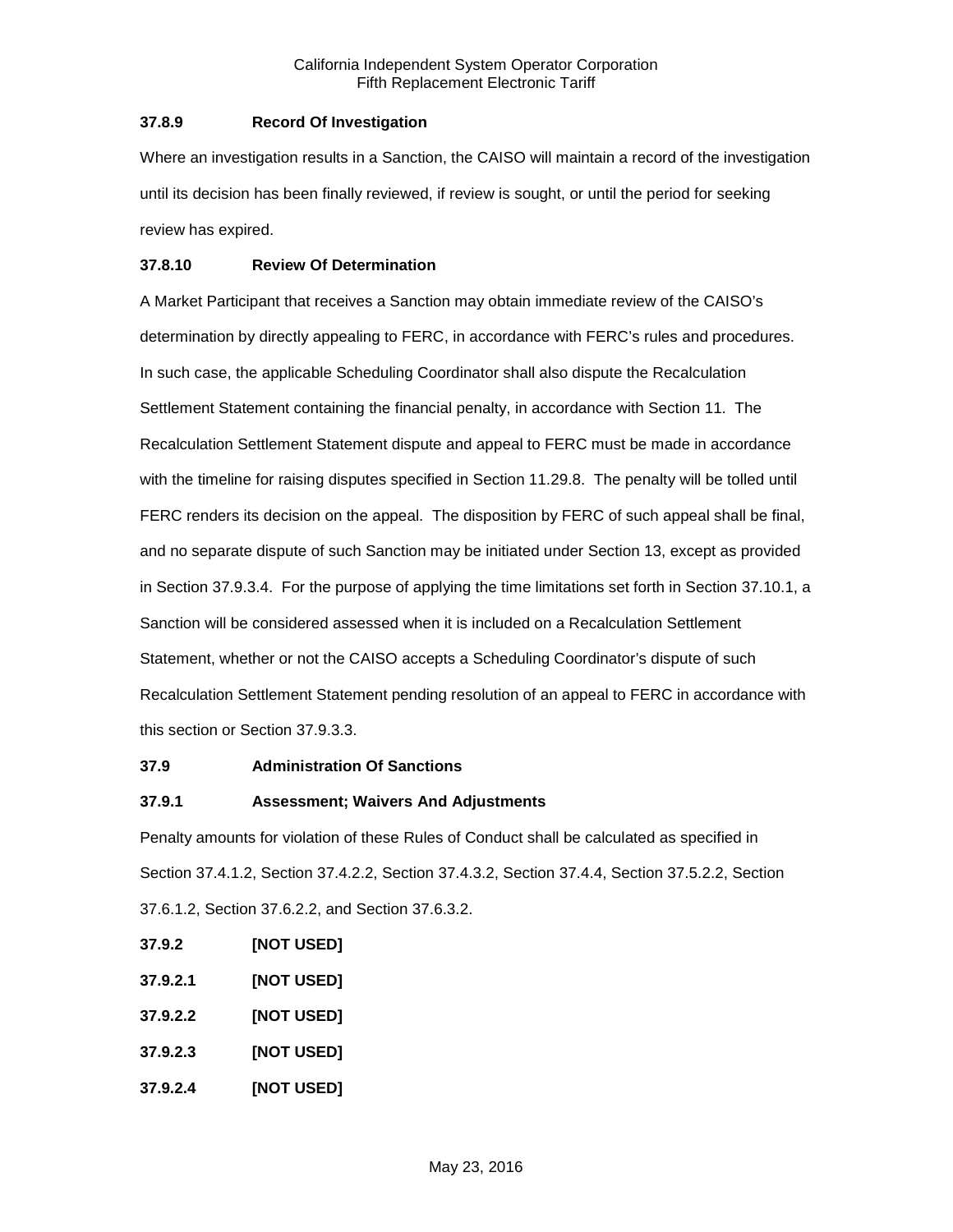### 37.8.9 Record Of Investigation

Where an investigation results in a Sanction, the CAISO will maintain a record of the investigation until its decision has been finally reviewed, if review is sought, or until the period for seeking review has expired.

### 37.8.10 Review Of Determination

A Market Participant that receives a Sanction may obtain immediate review of the CAISO's determination by directly appealing to FERC, in accordance with FERC's rules and procedures. In such case, the applicable Scheduling Coordinator shall also dispute the Recalculation Settlement Statement containing the financial penalty, in accordance with Section 11. The Recalculation Settlement Statement dispute and appeal to FERC must be made in accordance with the timeline for raising disputes specified in Section 11.29.8. The penalty will be tolled until FERC renders its decision on the appeal. The disposition by FERC of such appeal shall be final, and no separate dispute of such Sanction may be initiated under Section 13, except as provided in Section 37.9.3.4. For the purpose of applying the time limitations set forth in Section 37.10.1, a Sanction will be considered assessed when it is included on a Recalculation Settlement Statement, whether or not the CAISO accepts a Scheduling Coordinator's dispute of such Recalculation Settlement Statement pending resolution of an appeal to FERC in accordance with this section or Section 37.9.3.3.

## 37.9 Administration Of Sanctions

### 37.9.1 Assessment; Waivers And Adjustments

Penalty amounts for violation of these Rules of Conduct shall be calculated as specified in Section 37.4.1.2, Section 37.4.2.2, Section 37.4.3.2, Section 37.4.4, Section 37.5.2.2, Section 37.6.1.2, Section 37.6.2.2, and Section 37.6.3.2.

### 37.9.2 [NOT USED]

#### 37.9.2.1 [NOT USED]

#### 37.9.2.2 [NOT USED]

#### 37.9.2.3 [NOT USED]

#### 37.9.2.4 [NOT USED]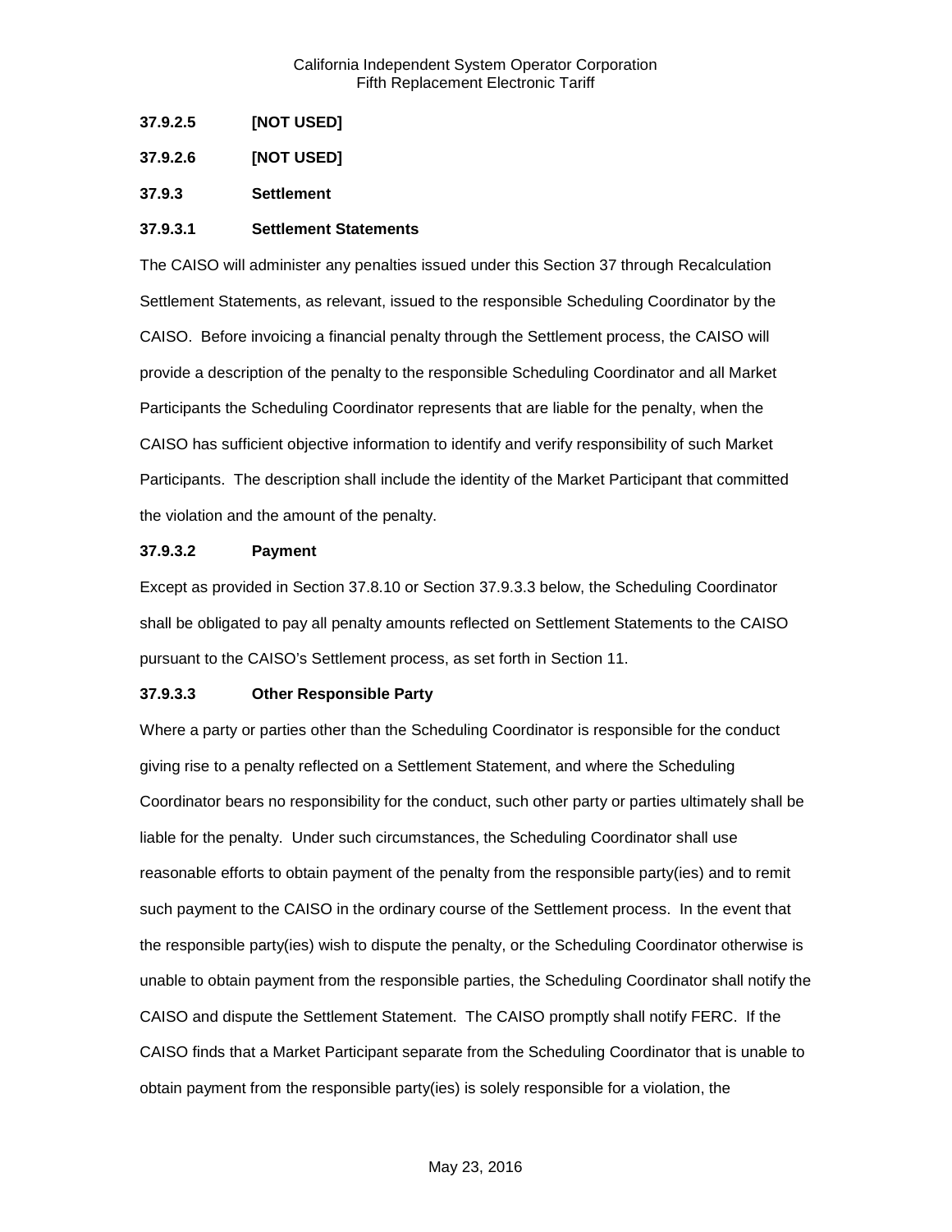**37.9.2.5 [NOT USED]**

**37.9.2.6 [NOT USED]**

**37.9.3 Settlement**

**37.9.3.1 Settlement Statements**

The CAISO will administer any penalties issued under this Section 37 through Recalculation Settlement Statements, as relevant, issued to the responsible Scheduling Coordinator by the CAISO. Before invoicing a financial penalty through the Settlement process, the CAISO will provide a description of the penalty to the responsible Scheduling Coordinator and all Market Participants the Scheduling Coordinator represents that are liable for the penalty, when the CAISO has sufficient objective information to identify and verify responsibility of such Market Participants. The description shall include the identity of the Market Participant that committed the violation and the amount of the penalty.

**37.9.3.2 Payment**

Except as provided in Section 37.8.10 or Section 37.9.3.3 below, the Scheduling Coordinator shall be obligated to pay all penalty amounts reflected on Settlement Statements to the CAISO pursuant to the CAISO's Settlement process, as set forth in Section 11.

**37.9.3.3 Other Responsible Party**

Where a party or parties other than the Scheduling Coordinator is responsible for the conduct giving rise to a penalty reflected on a Settlement Statement, and where the Scheduling Coordinator bears no responsibility for the conduct, such other party or parties ultimately shall be liable for the penalty. Under such circumstances, the Scheduling Coordinator shall use reasonable efforts to obtain payment of the penalty from the responsible party(ies) and to remit such payment to the CAISO in the ordinary course of the Settlement process. In the event that the responsible party(ies) wish to dispute the penalty, or the Scheduling Coordinator otherwise is unable to obtain payment from the responsible parties, the Scheduling Coordinator shall notify the CAISO and dispute the Settlement Statement. The CAISO promptly shall notify FERC. If the CAISO finds that a Market Participant separate from the Scheduling Coordinator that is unable to obtain payment from the responsible party(ies) is solely responsible for a violation, the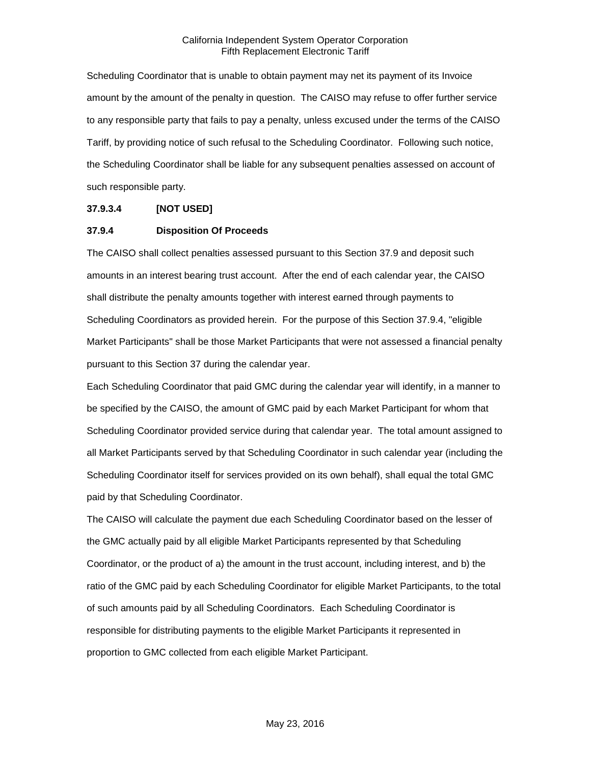Scheduling Coordinator that is unable to obtain payment may net its payment of its Invoice amount by the amount of the penalty in question. The CAISO may refuse to offer further service to any responsible party that fails to pay a penalty, unless excused under the terms of the CAISO Tariff, by providing notice of such refusal to the Scheduling Coordinator. Following such notice, the Scheduling Coordinator shall be liable for any subsequent penalties assessed on account of such responsible party.

**37.9.3.4 [NOT USED]**

**37.9.4 Disposition Of Proceeds**

The CAISO shall collect penalties assessed pursuant to this Section 37.9 and deposit such amounts in an interest bearing trust account. After the end of each calendar year, the CAISO shall distribute the penalty amounts together with interest earned through payments to Scheduling Coordinators as provided herein. For the purpose of this Section 37.9.4, "eligible Market Participants" shall be those Market Participants that were not assessed a financial penalty pursuant to this Section 37 during the calendar year.

Each Scheduling Coordinator that paid GMC during the calendar year will identify, in a manner to be specified by the CAISO, the amount of GMC paid by each Market Participant for whom that Scheduling Coordinator provided service during that calendar year. The total amount assigned to all Market Participants served by that Scheduling Coordinator in such calendar year (including the Scheduling Coordinator itself for services provided on its own behalf), shall equal the total GMC paid by that Scheduling Coordinator.

The CAISO will calculate the payment due each Scheduling Coordinator based on the lesser of the GMC actually paid by all eligible Market Participants represented by that Scheduling Coordinator, or the product of a) the amount in the trust account, including interest, and b) the ratio of the GMC paid by each Scheduling Coordinator for eligible Market Participants, to the total of such amounts paid by all Scheduling Coordinators. Each Scheduling Coordinator is responsible for distributing payments to the eligible Market Participants it represented in proportion to GMC collected from each eligible Market Participant.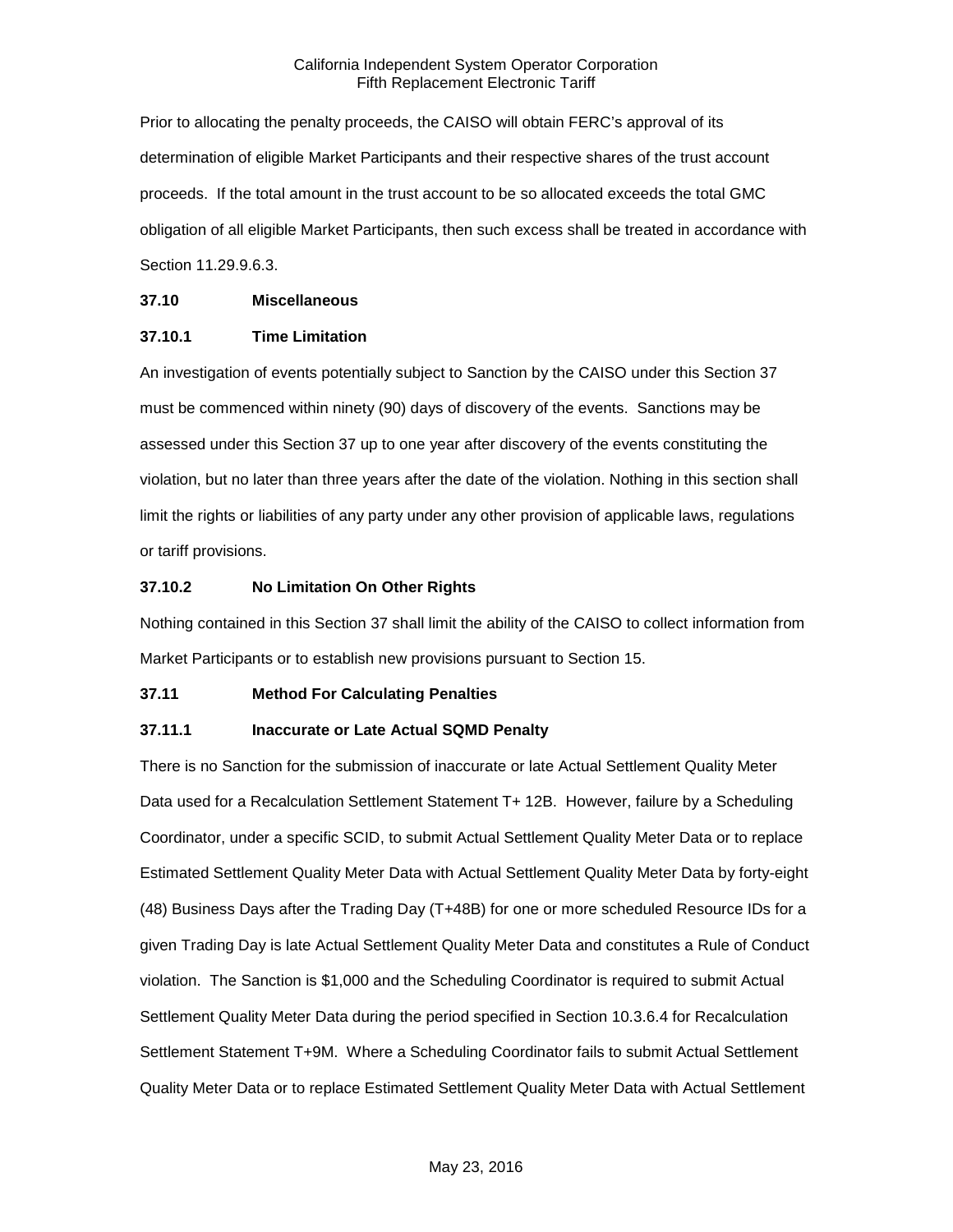Prior to allocating the penalty proceeds, the CAISO will obtain FERC's approval of its determination of eligible Market Participants and their respective shares of the trust account proceeds. If the total amount in the trust account to be so allocated exceeds the total GMC obligation of all eligible Market Participants, then such excess shall be treated in accordance with Section 11.29.9.6.3.

**37.10 Miscellaneous**

**37.10.1 Time Limitation**

An investigation of events potentially subject to Sanction by the CAISO under this Section 37 must be commenced within ninety (90) days of discovery of the events. Sanctions may be assessed under this Section 37 up to one year after discovery of the events constituting the violation, but no later than three years after the date of the violation. Nothing in this section shall limit the rights or liabilities of any party under any other provision of applicable laws, regulations or tariff provisions.

**37.10.2 No Limitation On Other Rights**

Nothing contained in this Section 37 shall limit the ability of the CAISO to collect information from Market Participants or to establish new provisions pursuant to Section 15.

**37.11 Method For Calculating Penalties**

**37.11.1 Inaccurate or Late Actual SQMD Penalty**

There is no Sanction for the submission of inaccurate or late Actual Settlement Quality Meter Data used for a Recalculation Settlement Statement T+ 12B. However, failure by a Scheduling Coordinator, under a specific SCID, to submit Actual Settlement Quality Meter Data or to replace Estimated Settlement Quality Meter Data with Actual Settlement Quality Meter Data by forty-eight (48) Business Days after the Trading Day (T+48B) for one or more scheduled Resource IDs for a given Trading Day is late Actual Settlement Quality Meter Data and constitutes a Rule of Conduct violation. The Sanction is $1,000 and the Scheduling Coordinator is required to submit Actual Settlement Quality Meter Data during the period specified in Section 10.3.6.4 for Recalculation Settlement Statement T+9M. Where a Scheduling Coordinator fails to submit Actual Settlement Quality Meter Data or to replace Estimated Settlement Quality Meter Data with Actual Settlement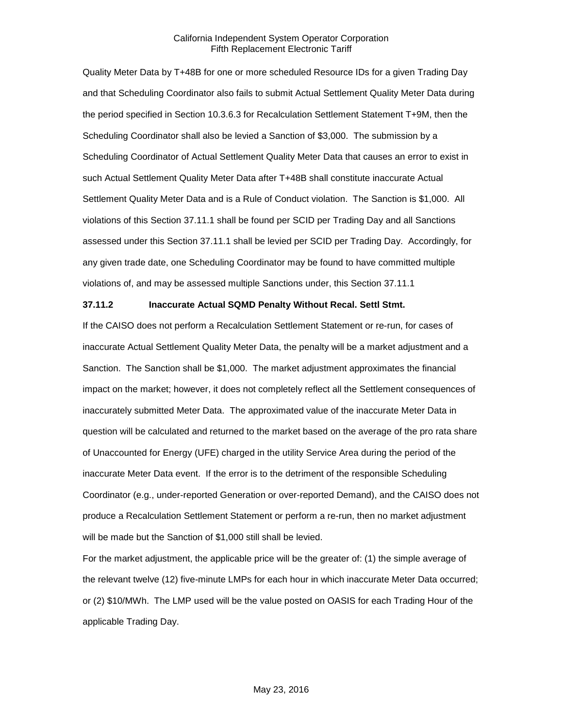Quality Meter Data by T+48B for one or more scheduled Resource IDs for a given Trading Day and that Scheduling Coordinator also fails to submit Actual Settlement Quality Meter Data during the period specified in Section 10.3.6.3 for Recalculation Settlement Statement T+9M, then the Scheduling Coordinator shall also be levied a Sanction of $3,000. The submission by a Scheduling Coordinator of Actual Settlement Quality Meter Data that causes an error to exist in such Actual Settlement Quality Meter Data after T+48B shall constitute inaccurate Actual Settlement Quality Meter Data and is a Rule of Conduct violation. The Sanction is $1,000. All violations of this Section 37.11.1 shall be found per SCID per Trading Day and all Sanctions assessed under this Section 37.11.1 shall be levied per SCID per Trading Day. Accordingly, for any given trade date, one Scheduling Coordinator may be found to have committed multiple violations of, and may be assessed multiple Sanctions under, this Section 37.11.1

### 37.11.2 Inaccurate Actual SQMD Penalty Without Recal. Settl Stmt.

If the CAISO does not perform a Recalculation Settlement Statement or re-run, for cases of inaccurate Actual Settlement Quality Meter Data, the penalty will be a market adjustment and a Sanction. The Sanction shall be $1,000. The market adjustment approximates the financial impact on the market; however, it does not completely reflect all the Settlement consequences of inaccurately submitted Meter Data. The approximated value of the inaccurate Meter Data in question will be calculated and returned to the market based on the average of the pro rata share of Unaccounted for Energy (UFE) charged in the utility Service Area during the period of the inaccurate Meter Data event. If the error is to the detriment of the responsible Scheduling Coordinator (e.g., under-reported Generation or over-reported Demand), and the CAISO does not produce a Recalculation Settlement Statement or perform a re-run, then no market adjustment will be made but the Sanction of $1,000 still shall be levied.

For the market adjustment, the applicable price will be the greater of: (1) the simple average of the relevant twelve (12) five-minute LMPs for each hour in which inaccurate Meter Data occurred; or (2) $10/MWh. The LMP used will be the value posted on OASIS for each Trading Hour of the applicable Trading Day.